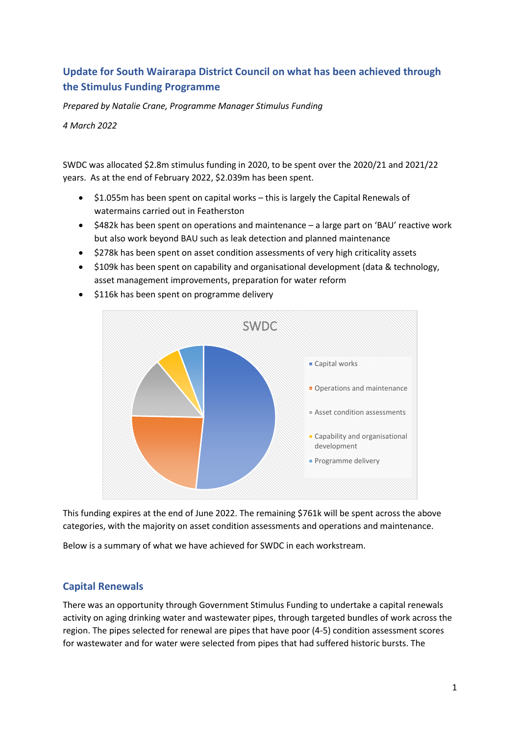## Update for South Wairarapa District Council on what has been achieved through the Stimulus Funding Programme

*Prepared by Natalie Crane, Programme Manager Stimulus Funding*

*4 March 2022*

SWDC was allocated $2.8m stimulus funding in 2020, to be spent over the 2020/21 and 2021/22 years. As at the end of February 2022, $2.039m has been spent.

- $1.055m has been spent on capital works – this is largely the Capital Renewals of watermains carried out in Featherston
- $482k has been spent on operations and maintenance – a large part on 'BAU' reactive work but also work beyond BAU such as leak detection and planned maintenance
- $278k has been spent on asset condition assessments of very high criticality assets
- $109k has been spent on capability and organisational development (data & technology, asset management improvements, preparation for water reform
- $116k has been spent on programme delivery

SWDC

- Capital works
- Operations and maintenance
- Asset condition assessments
- Capability and organisational development
- Programme delivery

This funding expires at the end of June 2022. The remaining $761k will be spent across the above categories, with the majority on asset condition assessments and operations and maintenance.

Below is a summary of what we have achieved for SWDC in each workstream.

## Capital Renewals

There was an opportunity through Government Stimulus Funding to undertake a capital renewals activity on aging drinking water and wastewater pipes, through targeted bundles of work across the region. The pipes selected for renewal are pipes that have poor (4-5) condition assessment scores for wastewater and for water were selected from pipes that had suffered historic bursts. The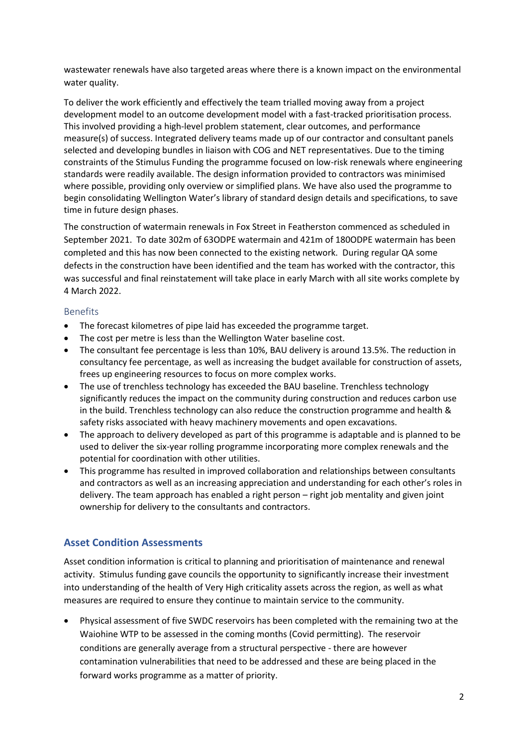wastewater renewals have also targeted areas where there is a known impact on the environmental water quality.

To deliver the work efficiently and effectively the team trialled moving away from a project development model to an outcome development model with a fast-tracked prioritisation process. This involved providing a high-level problem statement, clear outcomes, and performance measure(s) of success. Integrated delivery teams made up of our contractor and consultant panels selected and developing bundles in liaison with COG and NET representatives. Due to the timing constraints of the Stimulus Funding the programme focused on low-risk renewals where engineering standards were readily available. The design information provided to contractors was minimised where possible, providing only overview or simplified plans. We have also used the programme to begin consolidating Wellington Water's library of standard design details and specifications, to save time in future design phases.

The construction of watermain renewals in Fox Street in Featherston commenced as scheduled in September 2021. To date 302m of 63ODPE watermain and 421m of 180ODPE watermain has been completed and this has now been connected to the existing network. During regular QA some defects in the construction have been identified and the team has worked with the contractor, this was successful and final reinstatement will take place in early March with all site works complete by 4 March 2022.

### Benefits

- The forecast kilometres of pipe laid has exceeded the programme target.
- The cost per metre is less than the Wellington Water baseline cost.
- The consultant fee percentage is less than 10%, BAU delivery is around 13.5%. The reduction in consultancy fee percentage, as well as increasing the budget available for construction of assets, frees up engineering resources to focus on more complex works.
- The use of trenchless technology has exceeded the BAU baseline. Trenchless technology significantly reduces the impact on the community during construction and reduces carbon use in the build. Trenchless technology can also reduce the construction programme and health & safety risks associated with heavy machinery movements and open excavations.
- The approach to delivery developed as part of this programme is adaptable and is planned to be used to deliver the six-year rolling programme incorporating more complex renewals and the potential for coordination with other utilities.
- This programme has resulted in improved collaboration and relationships between consultants and contractors as well as an increasing appreciation and understanding for each other's roles in delivery. The team approach has enabled a right person – right job mentality and given joint ownership for delivery to the consultants and contractors.

## Asset Condition Assessments

Asset condition information is critical to planning and prioritisation of maintenance and renewal activity. Stimulus funding gave councils the opportunity to significantly increase their investment into understanding of the health of Very High criticality assets across the region, as well as what measures are required to ensure they continue to maintain service to the community.

- Physical assessment of five SWDC reservoirs has been completed with the remaining two at the Waiohine WTP to be assessed in the coming months (Covid permitting). The reservoir conditions are generally average from a structural perspective - there are however contamination vulnerabilities that need to be addressed and these are being placed in the forward works programme as a matter of priority.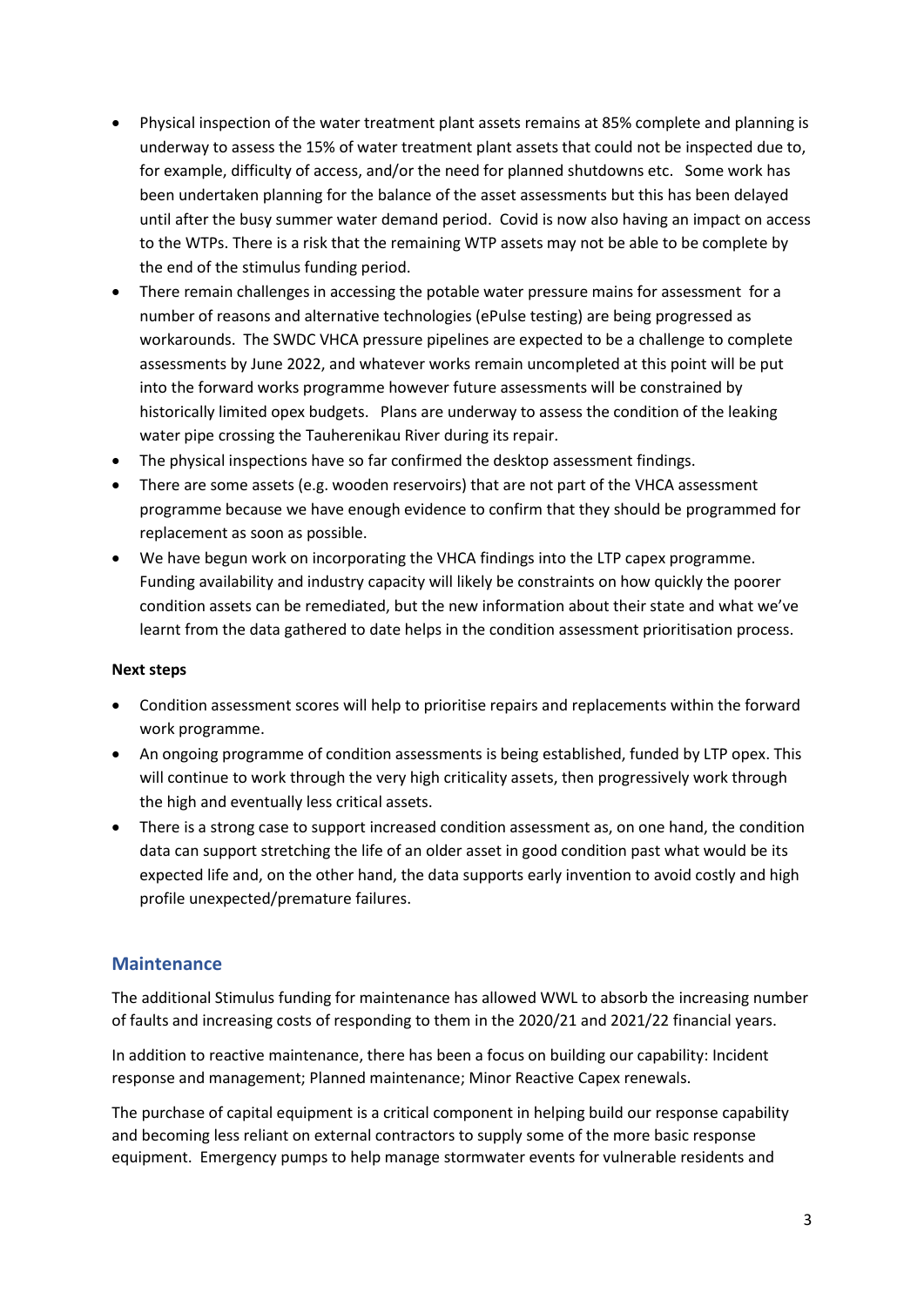- Physical inspection of the water treatment plant assets remains at 85% complete and planning is underway to assess the 15% of water treatment plant assets that could not be inspected due to, for example, difficulty of access, and/or the need for planned shutdowns etc. Some work has been undertaken planning for the balance of the asset assessments but this has been delayed until after the busy summer water demand period. Covid is now also having an impact on access to the WTPs. There is a risk that the remaining WTP assets may not be able to be complete by the end of the stimulus funding period.
- There remain challenges in accessing the potable water pressure mains for assessment for a number of reasons and alternative technologies (ePulse testing) are being progressed as workarounds. The SWDC VHCA pressure pipelines are expected to be a challenge to complete assessments by June 2022, and whatever works remain uncompleted at this point will be put into the forward works programme however future assessments will be constrained by historically limited opex budgets. Plans are underway to assess the condition of the leaking water pipe crossing the Tauherenikau River during its repair.
- The physical inspections have so far confirmed the desktop assessment findings.
- There are some assets (e.g. wooden reservoirs) that are not part of the VHCA assessment programme because we have enough evidence to confirm that they should be programmed for replacement as soon as possible.
- We have begun work on incorporating the VHCA findings into the LTP capex programme. Funding availability and industry capacity will likely be constraints on how quickly the poorer condition assets can be remediated, but the new information about their state and what we've learnt from the data gathered to date helps in the condition assessment prioritisation process.

**Next steps**

- Condition assessment scores will help to prioritise repairs and replacements within the forward work programme.
- An ongoing programme of condition assessments is being established, funded by LTP opex. This will continue to work through the very high criticality assets, then progressively work through the high and eventually less critical assets.
- There is a strong case to support increased condition assessment as, on one hand, the condition data can support stretching the life of an older asset in good condition past what would be its expected life and, on the other hand, the data supports early invention to avoid costly and high profile unexpected/premature failures.

## Maintenance

The additional Stimulus funding for maintenance has allowed WWL to absorb the increasing number of faults and increasing costs of responding to them in the 2020/21 and 2021/22 financial years.

In addition to reactive maintenance, there has been a focus on building our capability: Incident response and management; Planned maintenance; Minor Reactive Capex renewals.

The purchase of capital equipment is a critical component in helping build our response capability and becoming less reliant on external contractors to supply some of the more basic response equipment. Emergency pumps to help manage stormwater events for vulnerable residents and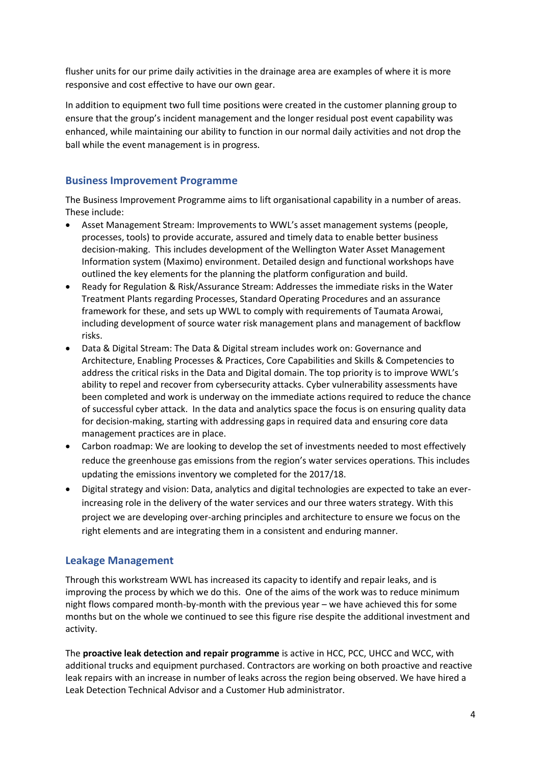flusher units for our prime daily activities in the drainage area are examples of where it is more responsive and cost effective to have our own gear.

In addition to equipment two full time positions were created in the customer planning group to ensure that the group's incident management and the longer residual post event capability was enhanced, while maintaining our ability to function in our normal daily activities and not drop the ball while the event management is in progress.

## Business Improvement Programme

The Business Improvement Programme aims to lift organisational capability in a number of areas. These include:

- Asset Management Stream: Improvements to WWL's asset management systems (people, processes, tools) to provide accurate, assured and timely data to enable better business decision-making. This includes development of the Wellington Water Asset Management Information system (Maximo) environment. Detailed design and functional workshops have outlined the key elements for the planning the platform configuration and build.
- Ready for Regulation & Risk/Assurance Stream: Addresses the immediate risks in the Water Treatment Plants regarding Processes, Standard Operating Procedures and an assurance framework for these, and sets up WWL to comply with requirements of Taumata Arowai, including development of source water risk management plans and management of backflow risks.
- Data & Digital Stream: The Data & Digital stream includes work on: Governance and Architecture, Enabling Processes & Practices, Core Capabilities and Skills & Competencies to address the critical risks in the Data and Digital domain. The top priority is to improve WWL's ability to repel and recover from cybersecurity attacks. Cyber vulnerability assessments have been completed and work is underway on the immediate actions required to reduce the chance of successful cyber attack. In the data and analytics space the focus is on ensuring quality data for decision-making, starting with addressing gaps in required data and ensuring core data management practices are in place.
- Carbon roadmap: We are looking to develop the set of investments needed to most effectively reduce the greenhouse gas emissions from the region's water services operations. This includes updating the emissions inventory we completed for the 2017/18.
- Digital strategy and vision: Data, analytics and digital technologies are expected to take an ever-increasing role in the delivery of the water services and our three waters strategy. With this project we are developing over-arching principles and architecture to ensure we focus on the right elements and are integrating them in a consistent and enduring manner.

## Leakage Management

Through this workstream WWL has increased its capacity to identify and repair leaks, and is improving the process by which we do this. One of the aims of the work was to reduce minimum night flows compared month-by-month with the previous year – we have achieved this for some months but on the whole we continued to see this figure rise despite the additional investment and activity.

The **proactive leak detection and repair programme** is active in HCC, PCC, UHCC and WCC, with additional trucks and equipment purchased. Contractors are working on both proactive and reactive leak repairs with an increase in number of leaks across the region being observed. We have hired a Leak Detection Technical Advisor and a Customer Hub administrator.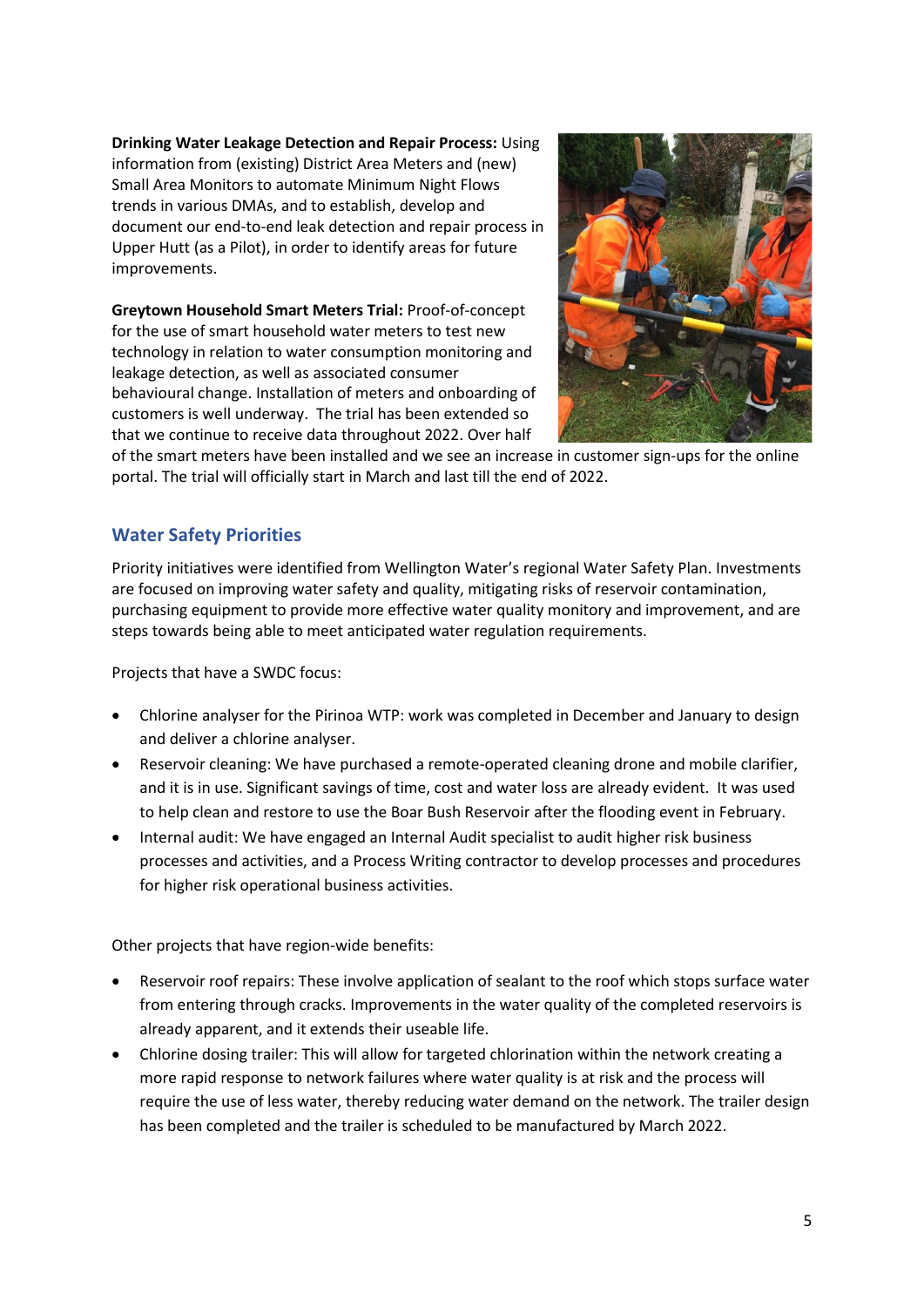**Drinking Water Leakage Detection and Repair Process:** Using information from (existing) District Area Meters and (new) Small Area Monitors to automate Minimum Night Flows trends in various DMAs, and to establish, develop and document our end-to-end leak detection and repair process in Upper Hutt (as a Pilot), in order to identify areas for future improvements.

**Greytown Household Smart Meters Trial:** Proof-of-concept for the use of smart household water meters to test new technology in relation to water consumption monitoring and leakage detection, as well as associated consumer behavioural change. Installation of meters and onboarding of customers is well underway. The trial has been extended so that we continue to receive data throughout 2022. Over half of the smart meters have been installed and we see an increase in customer sign-ups for the online portal. The trial will officially start in March and last till the end of 2022.

## Water Safety Priorities

Priority initiatives were identified from Wellington Water's regional Water Safety Plan. Investments are focused on improving water safety and quality, mitigating risks of reservoir contamination, purchasing equipment to provide more effective water quality monitory and improvement, and are steps towards being able to meet anticipated water regulation requirements.

Projects that have a SWDC focus:

- Chlorine analyser for the Pirinoa WTP: work was completed in December and January to design and deliver a chlorine analyser.
- Reservoir cleaning: We have purchased a remote-operated cleaning drone and mobile clarifier, and it is in use. Significant savings of time, cost and water loss are already evident. It was used to help clean and restore to use the Boar Bush Reservoir after the flooding event in February.
- Internal audit: We have engaged an Internal Audit specialist to audit higher risk business processes and activities, and a Process Writing contractor to develop processes and procedures for higher risk operational business activities.

Other projects that have region-wide benefits:

- Reservoir roof repairs: These involve application of sealant to the roof which stops surface water from entering through cracks. Improvements in the water quality of the completed reservoirs is already apparent, and it extends their useable life.
- Chlorine dosing trailer: This will allow for targeted chlorination within the network creating a more rapid response to network failures where water quality is at risk and the process will require the use of less water, thereby reducing water demand on the network. The trailer design has been completed and the trailer is scheduled to be manufactured by March 2022.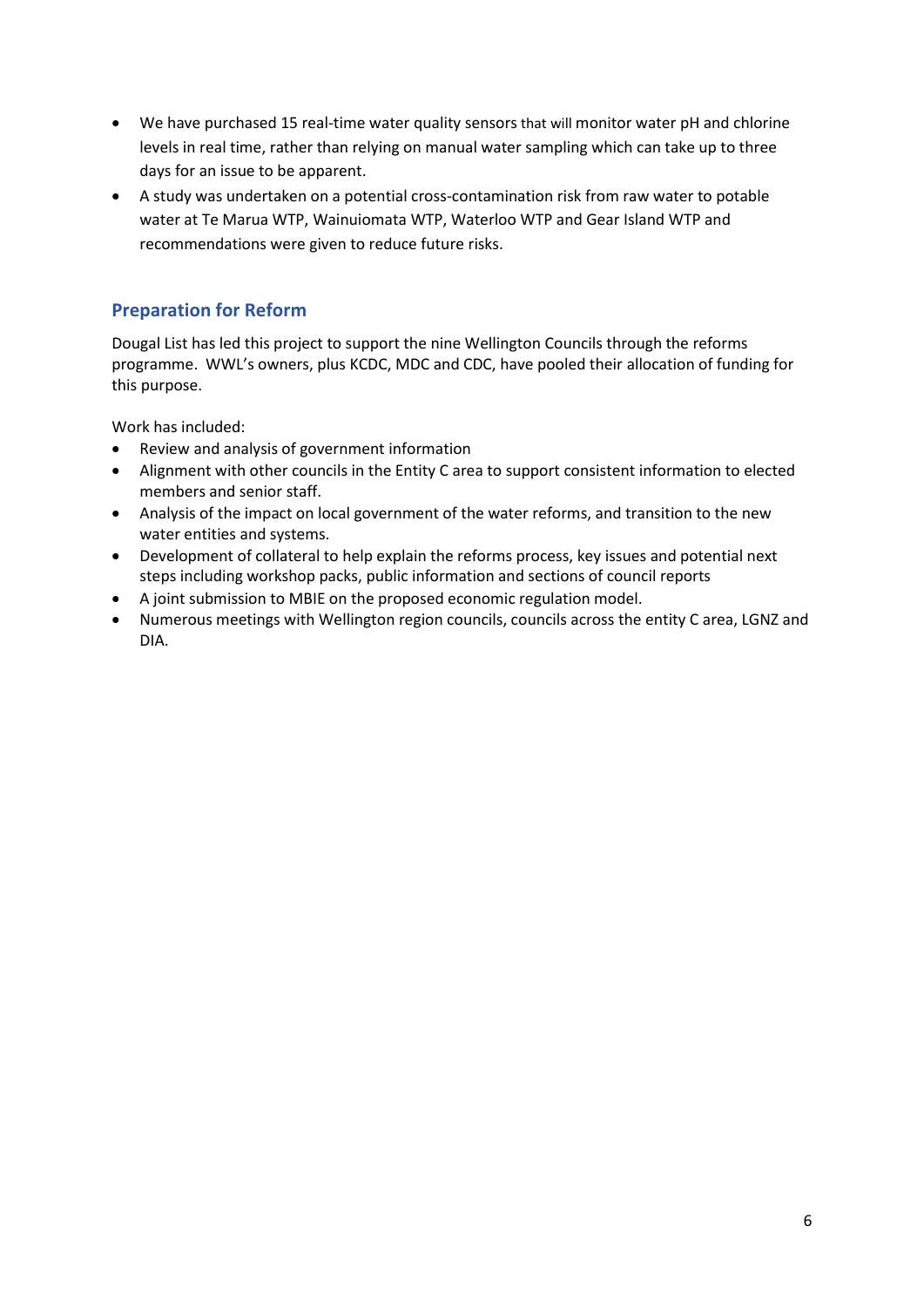- We have purchased 15 real-time water quality sensors that will monitor water pH and chlorine levels in real time, rather than relying on manual water sampling which can take up to three days for an issue to be apparent.
- A study was undertaken on a potential cross-contamination risk from raw water to potable water at Te Marua WTP, Wainuiomata WTP, Waterloo WTP and Gear Island WTP and recommendations were given to reduce future risks.

## Preparation for Reform

Dougal List has led this project to support the nine Wellington Councils through the reforms programme. WWL's owners, plus KCDC, MDC and CDC, have pooled their allocation of funding for this purpose.

Work has included:

- Review and analysis of government information
- Alignment with other councils in the Entity C area to support consistent information to elected members and senior staff.
- Analysis of the impact on local government of the water reforms, and transition to the new water entities and systems.
- Development of collateral to help explain the reforms process, key issues and potential next steps including workshop packs, public information and sections of council reports
- A joint submission to MBIE on the proposed economic regulation model.
- Numerous meetings with Wellington region councils, councils across the entity C area, LGNZ and DIA.